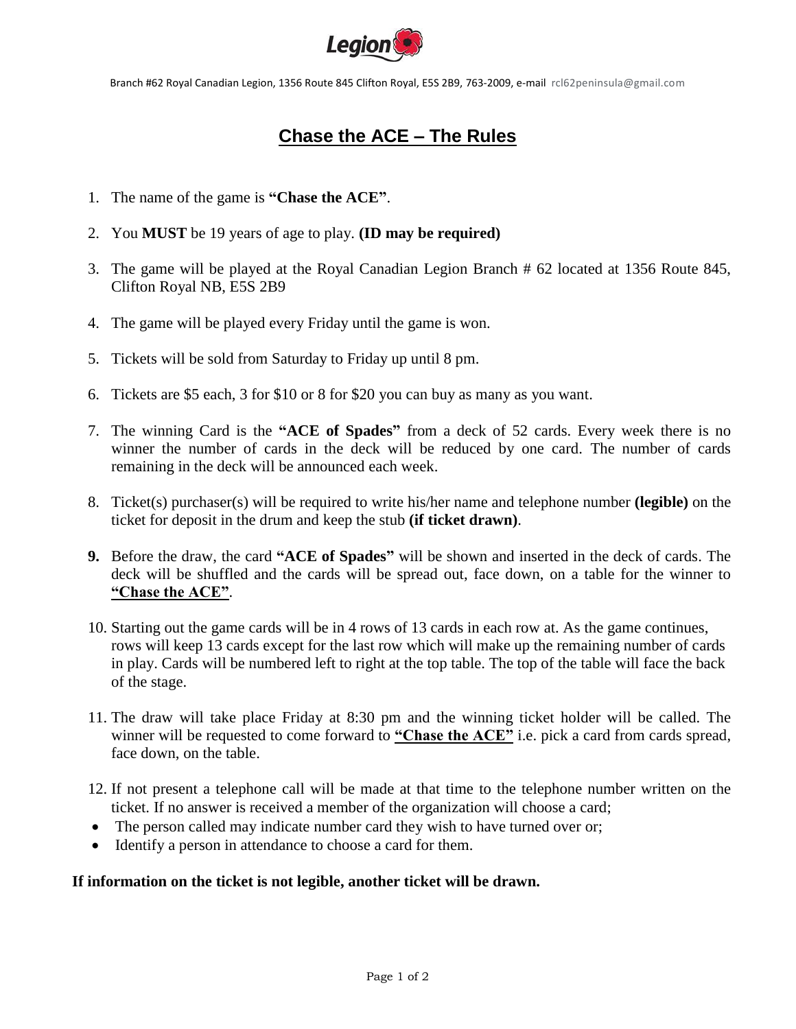Legion

Branch #62 Royal Canadian Legion, 1356 Route 845 Clifton Royal, E5S 2B9, 763-2009, e-mail rcl62peninsula@gmail.com

# Chase the ACE – The Rules

1. The name of the game is **"Chase the ACE"**.
2. You **MUST** be 19 years of age to play. **(ID may be required)**
3. The game will be played at the Royal Canadian Legion Branch # 62 located at 1356 Route 845, Clifton Royal NB, E5S 2B9
4. The game will be played every Friday until the game is won.
5. Tickets will be sold from Saturday to Friday up until 8 pm.
6. Tickets are $5 each, 3 for $10 or 8 for $20 you can buy as many as you want.
7. The winning Card is the **"ACE of Spades"** from a deck of 52 cards. Every week there is no winner the number of cards in the deck will be reduced by one card. The number of cards remaining in the deck will be announced each week.
8. Ticket(s) purchaser(s) will be required to write his/her name and telephone number **(legible)** on the ticket for deposit in the drum and keep the stub **(if ticket drawn)**.
9. Before the draw, the card **"ACE of Spades"** will be shown and inserted in the deck of cards. The deck will be shuffled and the cards will be spread out, face down, on a table for the winner to **"Chase the ACE"**.
10. Starting out the game cards will be in 4 rows of 13 cards in each row at. As the game continues, rows will keep 13 cards except for the last row which will make up the remaining number of cards in play. Cards will be numbered left to right at the top table. The top of the table will face the back of the stage.
11. The draw will take place Friday at 8:30 pm and the winning ticket holder will be called. The winner will be requested to come forward to **"Chase the ACE"** i.e. pick a card from cards spread, face down, on the table.
12. If not present a telephone call will be made at that time to the telephone number written on the ticket. If no answer is received a member of the organization will choose a card;

- The person called may indicate number card they wish to have turned over or;
- Identify a person in attendance to choose a card for them.

**If information on the ticket is not legible, another ticket will be drawn.**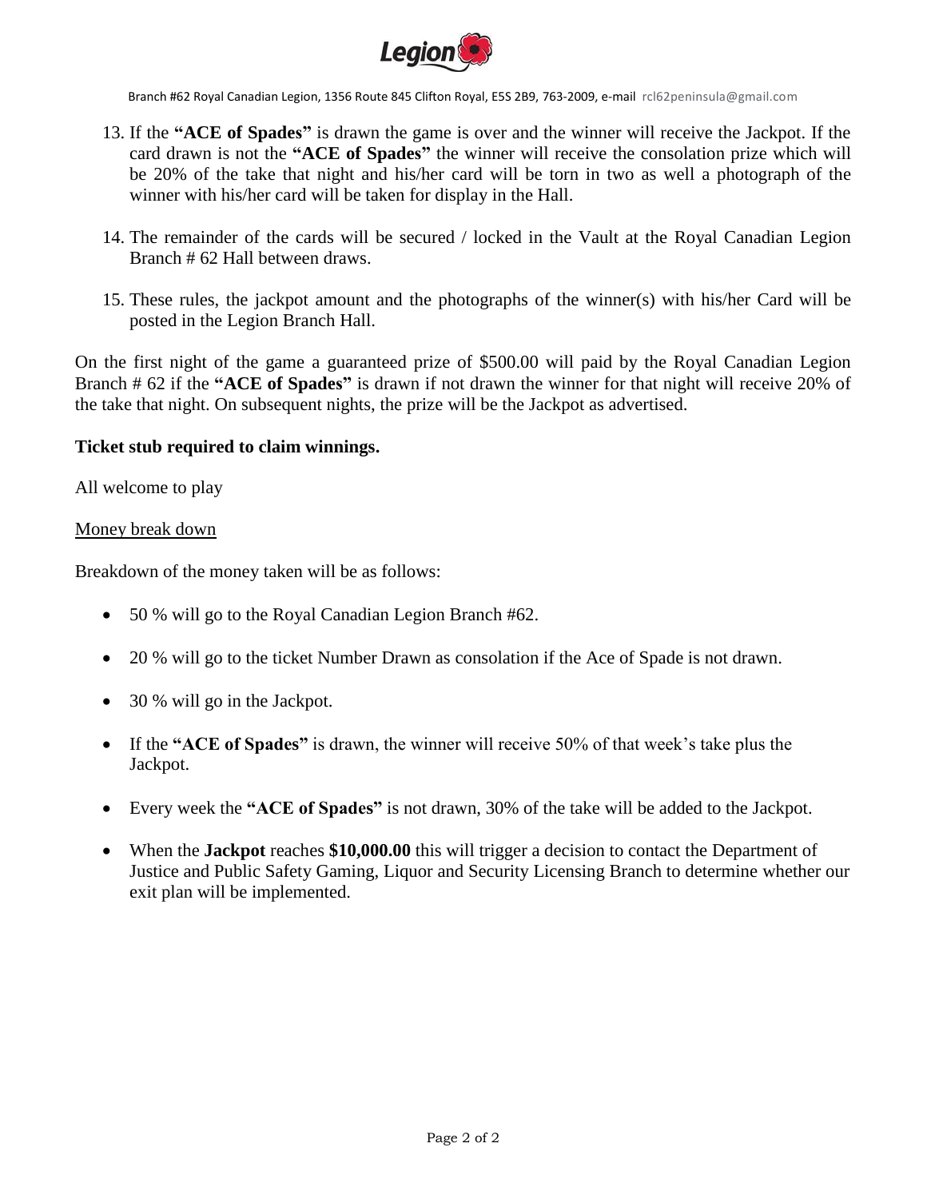Branch #62 Royal Canadian Legion, 1356 Route 845 Clifton Royal, E5S 2B9, 763-2009, e-mail rcl62peninsula@gmail.com

13. If the **"ACE of Spades"** is drawn the game is over and the winner will receive the Jackpot. If the card drawn is not the **"ACE of Spades"** the winner will receive the consolation prize which will be 20% of the take that night and his/her card will be torn in two as well a photograph of the winner with his/her card will be taken for display in the Hall.

14. The remainder of the cards will be secured / locked in the Vault at the Royal Canadian Legion Branch # 62 Hall between draws.

15. These rules, the jackpot amount and the photographs of the winner(s) with his/her Card will be posted in the Legion Branch Hall.

On the first night of the game a guaranteed prize of $500.00 will paid by the Royal Canadian Legion Branch # 62 if the **"ACE of Spades"** is drawn if not drawn the winner for that night will receive 20% of the take that night. On subsequent nights, the prize will be the Jackpot as advertised.

**Ticket stub required to claim winnings.**

All welcome to play

<u>Money break down</u>

Breakdown of the money taken will be as follows:

- 50 % will go to the Royal Canadian Legion Branch #62.
- 20 % will go to the ticket Number Drawn as consolation if the Ace of Spade is not drawn.
- 30 % will go in the Jackpot.
- If the **"ACE of Spades"** is drawn, the winner will receive 50% of that week's take plus the Jackpot.
- Every week the **"ACE of Spades"** is not drawn, 30% of the take will be added to the Jackpot.
- When the **Jackpot** reaches **$10,000.00** this will trigger a decision to contact the Department of Justice and Public Safety Gaming, Liquor and Security Licensing Branch to determine whether our exit plan will be implemented.